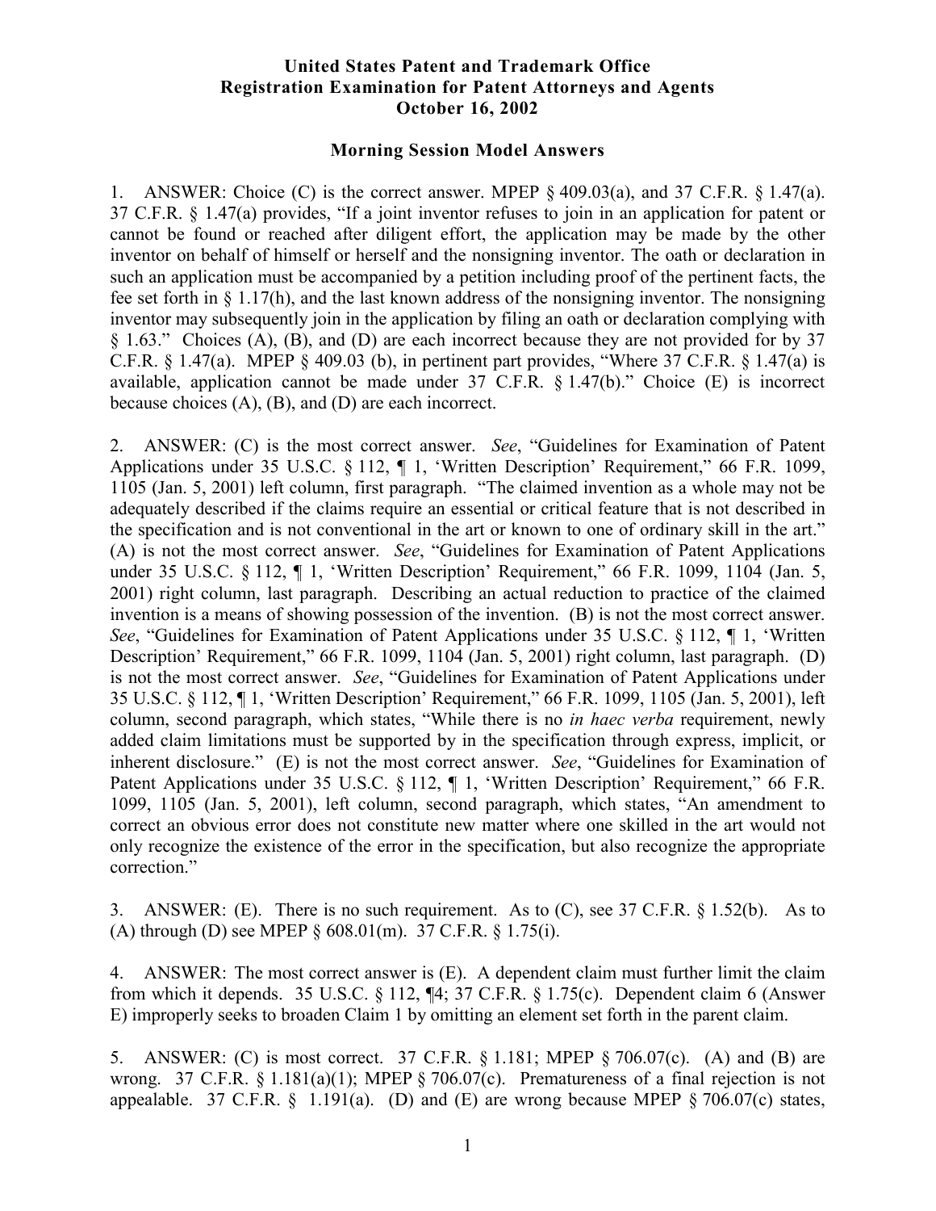**United States Patent and Trademark Office**
**Registration Examination for Patent Attorneys and Agents**
**October 16, 2002**

**Morning Session Model Answers**

1. ANSWER: Choice (C) is the correct answer. MPEP § 409.03(a), and 37 C.F.R. § 1.47(a). 37 C.F.R. § 1.47(a) provides, "If a joint inventor refuses to join in an application for patent or cannot be found or reached after diligent effort, the application may be made by the other inventor on behalf of himself or herself and the nonsigning inventor. The oath or declaration in such an application must be accompanied by a petition including proof of the pertinent facts, the fee set forth in § 1.17(h), and the last known address of the nonsigning inventor. The nonsigning inventor may subsequently join in the application by filing an oath or declaration complying with § 1.63." Choices (A), (B), and (D) are each incorrect because they are not provided for by 37 C.F.R. § 1.47(a). MPEP § 409.03 (b), in pertinent part provides, "Where 37 C.F.R. § 1.47(a) is available, application cannot be made under 37 C.F.R. § 1.47(b)." Choice (E) is incorrect because choices (A), (B), and (D) are each incorrect.

2. ANSWER: (C) is the most correct answer. *See*, "Guidelines for Examination of Patent Applications under 35 U.S.C. § 112, ¶ 1, 'Written Description' Requirement," 66 F.R. 1099, 1105 (Jan. 5, 2001) left column, first paragraph. "The claimed invention as a whole may not be adequately described if the claims require an essential or critical feature that is not described in the specification and is not conventional in the art or known to one of ordinary skill in the art." (A) is not the most correct answer. *See*, "Guidelines for Examination of Patent Applications under 35 U.S.C. § 112, ¶ 1, 'Written Description' Requirement," 66 F.R. 1099, 1104 (Jan. 5, 2001) right column, last paragraph. Describing an actual reduction to practice of the claimed invention is a means of showing possession of the invention. (B) is not the most correct answer. *See*, "Guidelines for Examination of Patent Applications under 35 U.S.C. § 112, ¶ 1, 'Written Description' Requirement," 66 F.R. 1099, 1104 (Jan. 5, 2001) right column, last paragraph. (D) is not the most correct answer. *See*, "Guidelines for Examination of Patent Applications under 35 U.S.C. § 112, ¶ 1, 'Written Description' Requirement," 66 F.R. 1099, 1105 (Jan. 5, 2001), left column, second paragraph, which states, "While there is no *in haec verba* requirement, newly added claim limitations must be supported by in the specification through express, implicit, or inherent disclosure." (E) is not the most correct answer. *See*, "Guidelines for Examination of Patent Applications under 35 U.S.C. § 112, ¶ 1, 'Written Description' Requirement," 66 F.R. 1099, 1105 (Jan. 5, 2001), left column, second paragraph, which states, "An amendment to correct an obvious error does not constitute new matter where one skilled in the art would not only recognize the existence of the error in the specification, but also recognize the appropriate correction."

3. ANSWER: (E). There is no such requirement. As to (C), see 37 C.F.R. § 1.52(b). As to (A) through (D) see MPEP § 608.01(m). 37 C.F.R. § 1.75(i).

4. ANSWER: The most correct answer is (E). A dependent claim must further limit the claim from which it depends. 35 U.S.C. § 112, ¶4; 37 C.F.R. § 1.75(c). Dependent claim 6 (Answer E) improperly seeks to broaden Claim 1 by omitting an element set forth in the parent claim.

5. ANSWER: (C) is most correct. 37 C.F.R. § 1.181; MPEP § 706.07(c). (A) and (B) are wrong. 37 C.F.R. § 1.181(a)(1); MPEP § 706.07(c). Prematureness of a final rejection is not appealable. 37 C.F.R. § 1.191(a). (D) and (E) are wrong because MPEP § 706.07(c) states,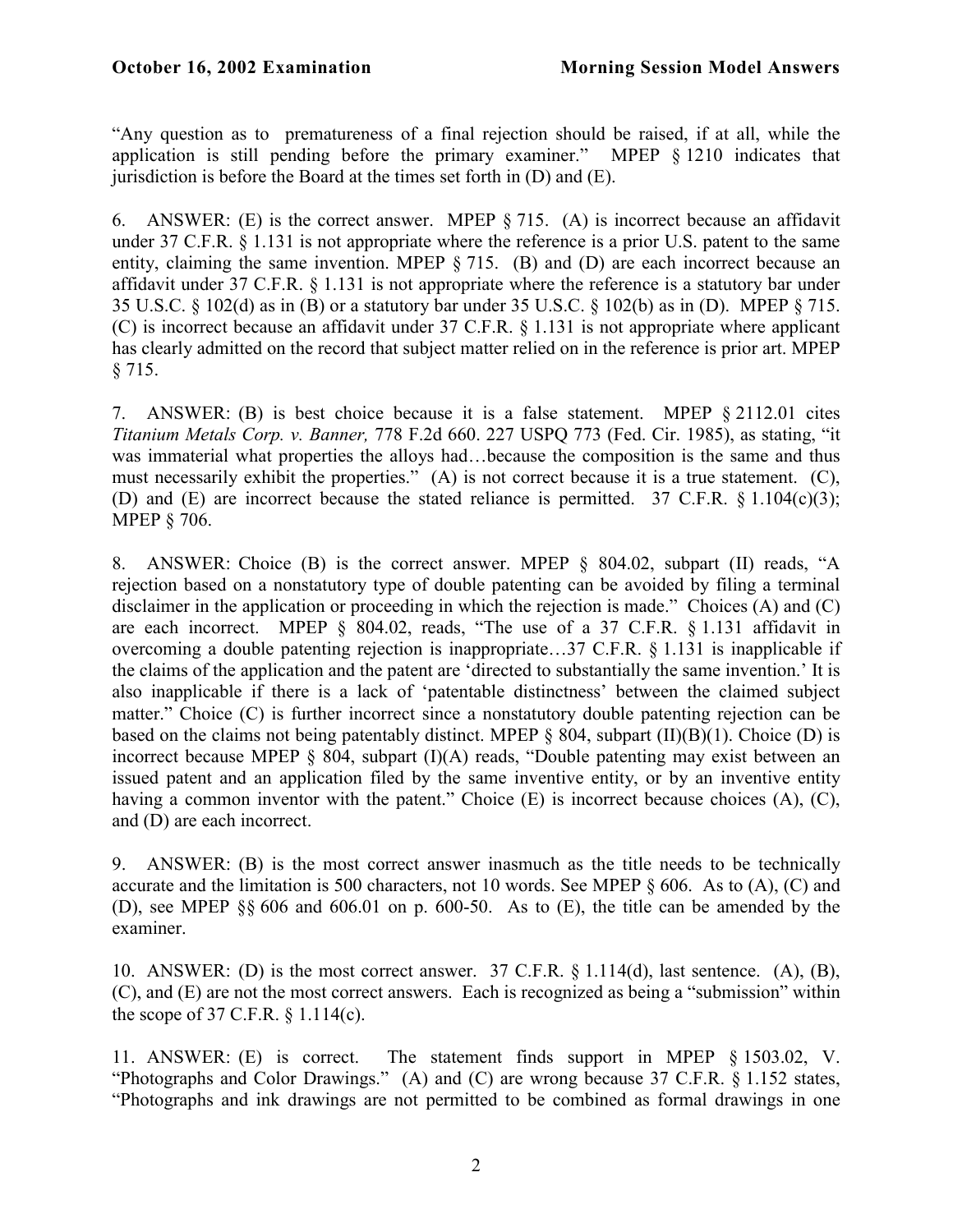"Any question as to prematureness of a final rejection should be raised, if at all, while the application is still pending before the primary examiner." MPEP § 1210 indicates that jurisdiction is before the Board at the times set forth in (D) and (E).

6. ANSWER: (E) is the correct answer. MPEP § 715. (A) is incorrect because an affidavit under 37 C.F.R. § 1.131 is not appropriate where the reference is a prior U.S. patent to the same entity, claiming the same invention. MPEP § 715. (B) and (D) are each incorrect because an affidavit under 37 C.F.R. § 1.131 is not appropriate where the reference is a statutory bar under 35 U.S.C. § 102(d) as in (B) or a statutory bar under 35 U.S.C. § 102(b) as in (D). MPEP § 715. (C) is incorrect because an affidavit under 37 C.F.R. § 1.131 is not appropriate where applicant has clearly admitted on the record that subject matter relied on in the reference is prior art. MPEP § 715.

7. ANSWER: (B) is best choice because it is a false statement. MPEP § 2112.01 cites *Titanium Metals Corp. v. Banner,* 778 F.2d 660. 227 USPQ 773 (Fed. Cir. 1985), as stating, "it was immaterial what properties the alloys had…because the composition is the same and thus must necessarily exhibit the properties." (A) is not correct because it is a true statement. (C), (D) and (E) are incorrect because the stated reliance is permitted. 37 C.F.R. § 1.104(c)(3); MPEP § 706.

8. ANSWER: Choice (B) is the correct answer. MPEP § 804.02, subpart (II) reads, "A rejection based on a nonstatutory type of double patenting can be avoided by filing a terminal disclaimer in the application or proceeding in which the rejection is made." Choices (A) and (C) are each incorrect. MPEP § 804.02, reads, "The use of a 37 C.F.R. § 1.131 affidavit in overcoming a double patenting rejection is inappropriate…37 C.F.R. § 1.131 is inapplicable if the claims of the application and the patent are 'directed to substantially the same invention.' It is also inapplicable if there is a lack of 'patentable distinctness' between the claimed subject matter." Choice (C) is further incorrect since a nonstatutory double patenting rejection can be based on the claims not being patentably distinct. MPEP § 804, subpart (II)(B)(1). Choice (D) is incorrect because MPEP § 804, subpart (I)(A) reads, "Double patenting may exist between an issued patent and an application filed by the same inventive entity, or by an inventive entity having a common inventor with the patent." Choice (E) is incorrect because choices (A), (C), and (D) are each incorrect.

9. ANSWER: (B) is the most correct answer inasmuch as the title needs to be technically accurate and the limitation is 500 characters, not 10 words. See MPEP § 606. As to (A), (C) and (D), see MPEP §§ 606 and 606.01 on p. 600-50. As to (E), the title can be amended by the examiner.

10. ANSWER: (D) is the most correct answer. 37 C.F.R. § 1.114(d), last sentence. (A), (B), (C), and (E) are not the most correct answers. Each is recognized as being a "submission" within the scope of 37 C.F.R. § 1.114(c).

11. ANSWER: (E) is correct. The statement finds support in MPEP § 1503.02, V. "Photographs and Color Drawings." (A) and (C) are wrong because 37 C.F.R. § 1.152 states, "Photographs and ink drawings are not permitted to be combined as formal drawings in one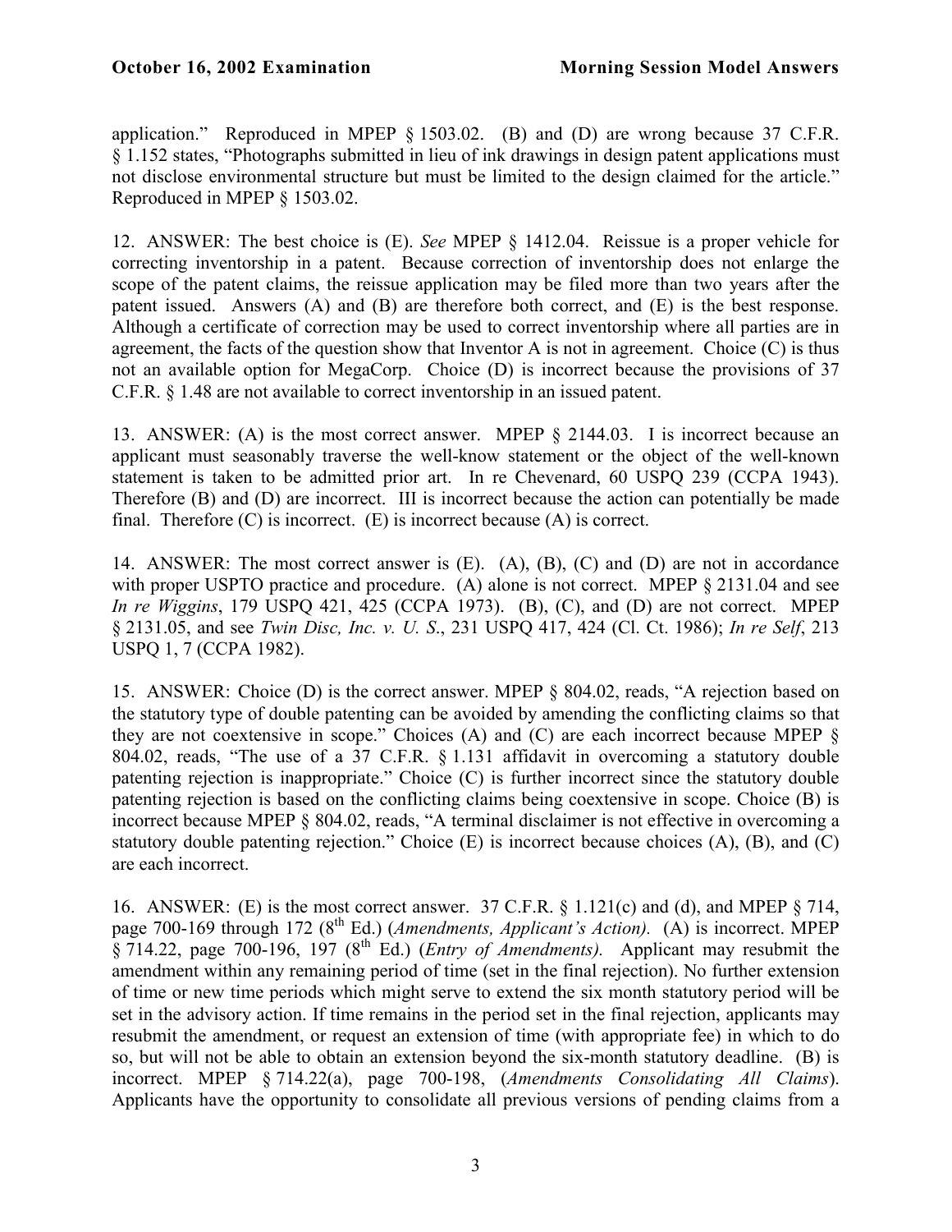application." Reproduced in MPEP § 1503.02. (B) and (D) are wrong because 37 C.F.R. § 1.152 states, "Photographs submitted in lieu of ink drawings in design patent applications must not disclose environmental structure but must be limited to the design claimed for the article." Reproduced in MPEP § 1503.02.

12. ANSWER: The best choice is (E). *See* MPEP § 1412.04. Reissue is a proper vehicle for correcting inventorship in a patent. Because correction of inventorship does not enlarge the scope of the patent claims, the reissue application may be filed more than two years after the patent issued. Answers (A) and (B) are therefore both correct, and (E) is the best response. Although a certificate of correction may be used to correct inventorship where all parties are in agreement, the facts of the question show that Inventor A is not in agreement. Choice (C) is thus not an available option for MegaCorp. Choice (D) is incorrect because the provisions of 37 C.F.R. § 1.48 are not available to correct inventorship in an issued patent.

13. ANSWER: (A) is the most correct answer. MPEP § 2144.03. I is incorrect because an applicant must seasonably traverse the well-know statement or the object of the well-known statement is taken to be admitted prior art. In re Chevenard, 60 USPQ 239 (CCPA 1943). Therefore (B) and (D) are incorrect. III is incorrect because the action can potentially be made final. Therefore (C) is incorrect. (E) is incorrect because (A) is correct.

14. ANSWER: The most correct answer is (E). (A), (B), (C) and (D) are not in accordance with proper USPTO practice and procedure. (A) alone is not correct. MPEP § 2131.04 and see *In re Wiggins*, 179 USPQ 421, 425 (CCPA 1973). (B), (C), and (D) are not correct. MPEP § 2131.05, and see *Twin Disc, Inc. v. U. S.*, 231 USPQ 417, 424 (Cl. Ct. 1986); *In re Self*, 213 USPQ 1, 7 (CCPA 1982).

15. ANSWER: Choice (D) is the correct answer. MPEP § 804.02, reads, "A rejection based on the statutory type of double patenting can be avoided by amending the conflicting claims so that they are not coextensive in scope." Choices (A) and (C) are each incorrect because MPEP § 804.02, reads, "The use of a 37 C.F.R. § 1.131 affidavit in overcoming a statutory double patenting rejection is inappropriate." Choice (C) is further incorrect since the statutory double patenting rejection is based on the conflicting claims being coextensive in scope. Choice (B) is incorrect because MPEP § 804.02, reads, "A terminal disclaimer is not effective in overcoming a statutory double patenting rejection." Choice (E) is incorrect because choices (A), (B), and (C) are each incorrect.

16. ANSWER: (E) is the most correct answer. 37 C.F.R. § 1.121(c) and (d), and MPEP § 714, page 700-169 through 172 (8th Ed.) (*Amendments, Applicant's Action).* (A) is incorrect. MPEP § 714.22, page 700-196, 197 (8th Ed.) (*Entry of Amendments).* Applicant may resubmit the amendment within any remaining period of time (set in the final rejection). No further extension of time or new time periods which might serve to extend the six month statutory period will be set in the advisory action. If time remains in the period set in the final rejection, applicants may resubmit the amendment, or request an extension of time (with appropriate fee) in which to do so, but will not be able to obtain an extension beyond the six-month statutory deadline. (B) is incorrect. MPEP § 714.22(a), page 700-198, (*Amendments Consolidating All Claims*). Applicants have the opportunity to consolidate all previous versions of pending claims from a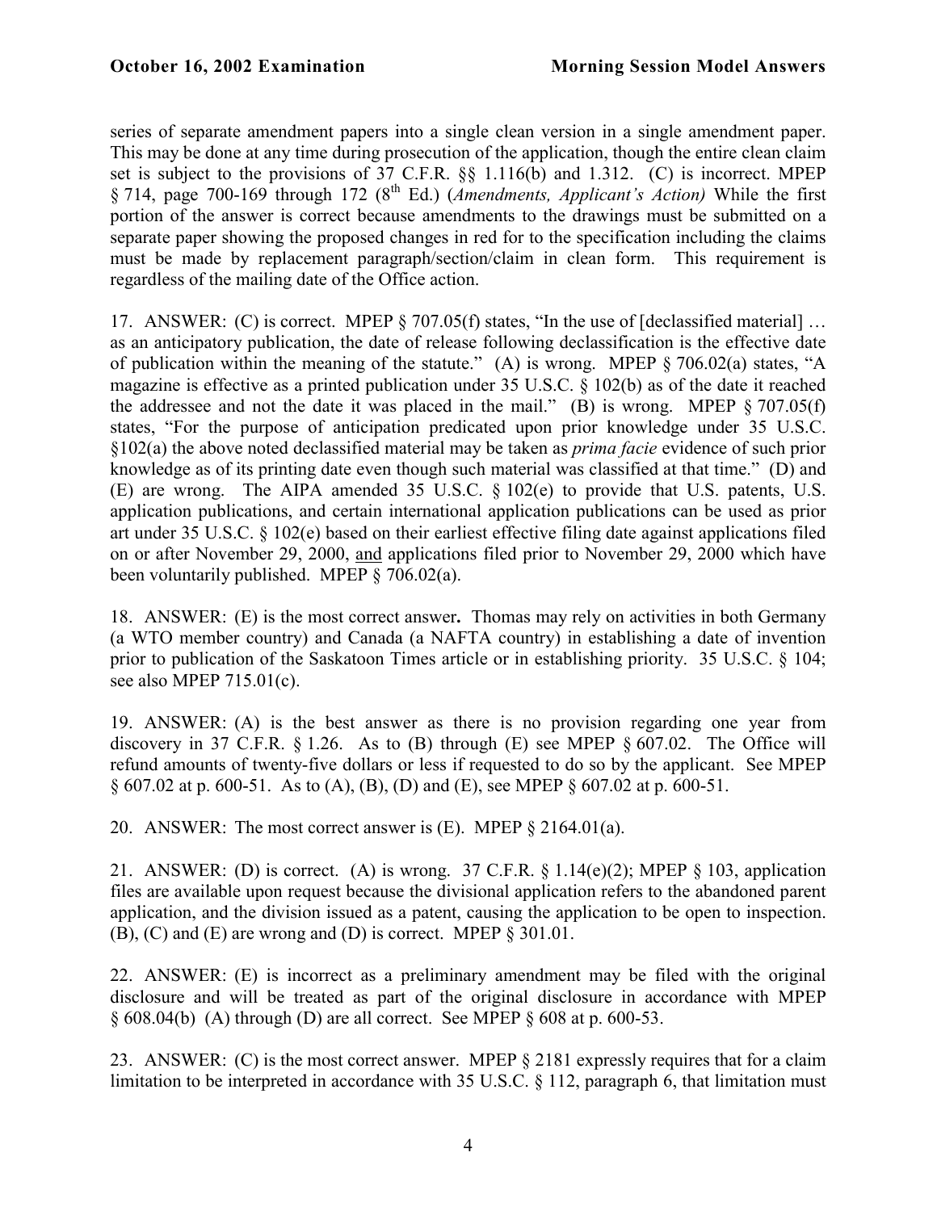series of separate amendment papers into a single clean version in a single amendment paper. This may be done at any time during prosecution of the application, though the entire clean claim set is subject to the provisions of 37 C.F.R. §§ 1.116(b) and 1.312. (C) is incorrect. MPEP § 714, page 700-169 through 172 (8th Ed.) (*Amendments, Applicant's Action)* While the first portion of the answer is correct because amendments to the drawings must be submitted on a separate paper showing the proposed changes in red for to the specification including the claims must be made by replacement paragraph/section/claim in clean form. This requirement is regardless of the mailing date of the Office action.

17. ANSWER: (C) is correct. MPEP § 707.05(f) states, "In the use of [declassified material] … as an anticipatory publication, the date of release following declassification is the effective date of publication within the meaning of the statute." (A) is wrong. MPEP § 706.02(a) states, "A magazine is effective as a printed publication under 35 U.S.C. § 102(b) as of the date it reached the addressee and not the date it was placed in the mail." (B) is wrong. MPEP § 707.05(f) states, "For the purpose of anticipation predicated upon prior knowledge under 35 U.S.C. §102(a) the above noted declassified material may be taken as *prima facie* evidence of such prior knowledge as of its printing date even though such material was classified at that time." (D) and (E) are wrong. The AIPA amended 35 U.S.C. § 102(e) to provide that U.S. patents, U.S. application publications, and certain international application publications can be used as prior art under 35 U.S.C. § 102(e) based on their earliest effective filing date against applications filed on or after November 29, 2000, and applications filed prior to November 29, 2000 which have been voluntarily published. MPEP § 706.02(a).

18. ANSWER: (E) is the most correct answer**.** Thomas may rely on activities in both Germany (a WTO member country) and Canada (a NAFTA country) in establishing a date of invention prior to publication of the Saskatoon Times article or in establishing priority. 35 U.S.C. § 104; see also MPEP 715.01(c).

19. ANSWER: (A) is the best answer as there is no provision regarding one year from discovery in 37 C.F.R. § 1.26. As to (B) through (E) see MPEP § 607.02. The Office will refund amounts of twenty-five dollars or less if requested to do so by the applicant. See MPEP § 607.02 at p. 600-51. As to (A), (B), (D) and (E), see MPEP § 607.02 at p. 600-51.

20. ANSWER: The most correct answer is (E). MPEP § 2164.01(a).

21. ANSWER: (D) is correct. (A) is wrong. 37 C.F.R. § 1.14(e)(2); MPEP § 103, application files are available upon request because the divisional application refers to the abandoned parent application, and the division issued as a patent, causing the application to be open to inspection. (B), (C) and (E) are wrong and (D) is correct. MPEP § 301.01.

22. ANSWER: (E) is incorrect as a preliminary amendment may be filed with the original disclosure and will be treated as part of the original disclosure in accordance with MPEP § 608.04(b) (A) through (D) are all correct. See MPEP § 608 at p. 600-53.

23. ANSWER: (C) is the most correct answer. MPEP § 2181 expressly requires that for a claim limitation to be interpreted in accordance with 35 U.S.C. § 112, paragraph 6, that limitation must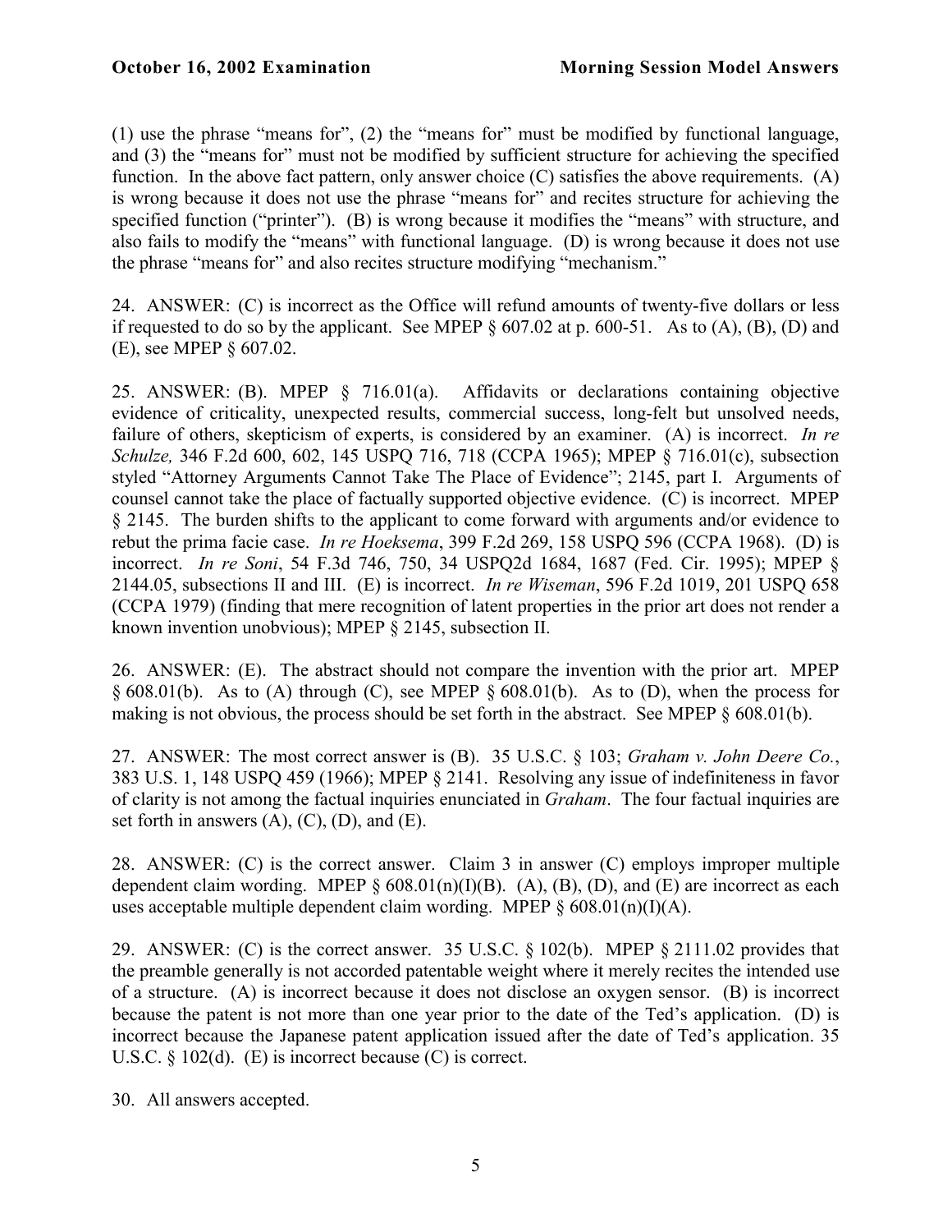(1) use the phrase "means for", (2) the "means for" must be modified by functional language, and (3) the "means for" must not be modified by sufficient structure for achieving the specified function. In the above fact pattern, only answer choice (C) satisfies the above requirements. (A) is wrong because it does not use the phrase "means for" and recites structure for achieving the specified function ("printer"). (B) is wrong because it modifies the "means" with structure, and also fails to modify the "means" with functional language. (D) is wrong because it does not use the phrase "means for" and also recites structure modifying "mechanism."

24. ANSWER: (C) is incorrect as the Office will refund amounts of twenty-five dollars or less if requested to do so by the applicant. See MPEP § 607.02 at p. 600-51. As to (A), (B), (D) and (E), see MPEP § 607.02.

25. ANSWER: (B). MPEP § 716.01(a). Affidavits or declarations containing objective evidence of criticality, unexpected results, commercial success, long-felt but unsolved needs, failure of others, skepticism of experts, is considered by an examiner. (A) is incorrect. *In re Schulze,* 346 F.2d 600, 602, 145 USPQ 716, 718 (CCPA 1965); MPEP § 716.01(c), subsection styled "Attorney Arguments Cannot Take The Place of Evidence"; 2145, part I. Arguments of counsel cannot take the place of factually supported objective evidence. (C) is incorrect. MPEP § 2145. The burden shifts to the applicant to come forward with arguments and/or evidence to rebut the prima facie case. *In re Hoeksema*, 399 F.2d 269, 158 USPQ 596 (CCPA 1968). (D) is incorrect. *In re Soni*, 54 F.3d 746, 750, 34 USPQ2d 1684, 1687 (Fed. Cir. 1995); MPEP § 2144.05, subsections II and III. (E) is incorrect. *In re Wiseman*, 596 F.2d 1019, 201 USPQ 658 (CCPA 1979) (finding that mere recognition of latent properties in the prior art does not render a known invention unobvious); MPEP § 2145, subsection II.

26. ANSWER: (E). The abstract should not compare the invention with the prior art. MPEP § 608.01(b). As to (A) through (C), see MPEP § 608.01(b). As to (D), when the process for making is not obvious, the process should be set forth in the abstract. See MPEP § 608.01(b).

27. ANSWER: The most correct answer is (B). 35 U.S.C. § 103; *Graham v. John Deere Co.*, 383 U.S. 1, 148 USPQ 459 (1966); MPEP § 2141. Resolving any issue of indefiniteness in favor of clarity is not among the factual inquiries enunciated in *Graham*. The four factual inquiries are set forth in answers (A), (C), (D), and (E).

28. ANSWER: (C) is the correct answer. Claim 3 in answer (C) employs improper multiple dependent claim wording. MPEP § 608.01(n)(I)(B). (A), (B), (D), and (E) are incorrect as each uses acceptable multiple dependent claim wording. MPEP § 608.01(n)(I)(A).

29. ANSWER: (C) is the correct answer. 35 U.S.C. § 102(b). MPEP § 2111.02 provides that the preamble generally is not accorded patentable weight where it merely recites the intended use of a structure. (A) is incorrect because it does not disclose an oxygen sensor. (B) is incorrect because the patent is not more than one year prior to the date of the Ted's application. (D) is incorrect because the Japanese patent application issued after the date of Ted's application. 35 U.S.C. § 102(d). (E) is incorrect because (C) is correct.

30. All answers accepted.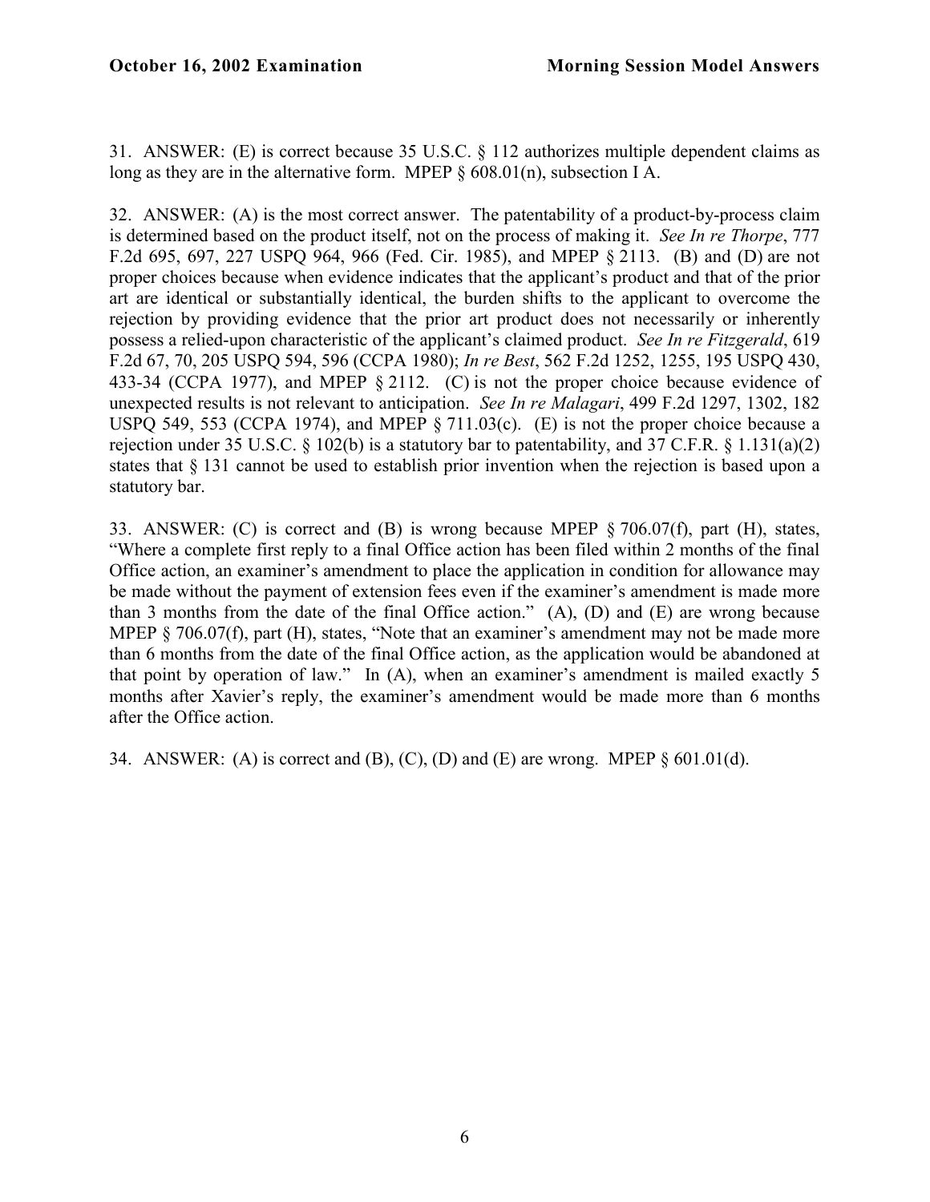31. ANSWER: (E) is correct because 35 U.S.C. § 112 authorizes multiple dependent claims as long as they are in the alternative form. MPEP § 608.01(n), subsection I A.

32. ANSWER: (A) is the most correct answer. The patentability of a product-by-process claim is determined based on the product itself, not on the process of making it. *See In re Thorpe*, 777 F.2d 695, 697, 227 USPQ 964, 966 (Fed. Cir. 1985), and MPEP § 2113. (B) and (D) are not proper choices because when evidence indicates that the applicant's product and that of the prior art are identical or substantially identical, the burden shifts to the applicant to overcome the rejection by providing evidence that the prior art product does not necessarily or inherently possess a relied-upon characteristic of the applicant's claimed product. *See In re Fitzgerald*, 619 F.2d 67, 70, 205 USPQ 594, 596 (CCPA 1980); *In re Best*, 562 F.2d 1252, 1255, 195 USPQ 430, 433-34 (CCPA 1977), and MPEP § 2112. (C) is not the proper choice because evidence of unexpected results is not relevant to anticipation. *See In re Malagari*, 499 F.2d 1297, 1302, 182 USPQ 549, 553 (CCPA 1974), and MPEP § 711.03(c). (E) is not the proper choice because a rejection under 35 U.S.C. § 102(b) is a statutory bar to patentability, and 37 C.F.R. § 1.131(a)(2) states that § 131 cannot be used to establish prior invention when the rejection is based upon a statutory bar.

33. ANSWER: (C) is correct and (B) is wrong because MPEP § 706.07(f), part (H), states, "Where a complete first reply to a final Office action has been filed within 2 months of the final Office action, an examiner's amendment to place the application in condition for allowance may be made without the payment of extension fees even if the examiner's amendment is made more than 3 months from the date of the final Office action." (A), (D) and (E) are wrong because MPEP § 706.07(f), part (H), states, "Note that an examiner's amendment may not be made more than 6 months from the date of the final Office action, as the application would be abandoned at that point by operation of law." In (A), when an examiner's amendment is mailed exactly 5 months after Xavier's reply, the examiner's amendment would be made more than 6 months after the Office action.

34. ANSWER: (A) is correct and (B), (C), (D) and (E) are wrong. MPEP § 601.01(d).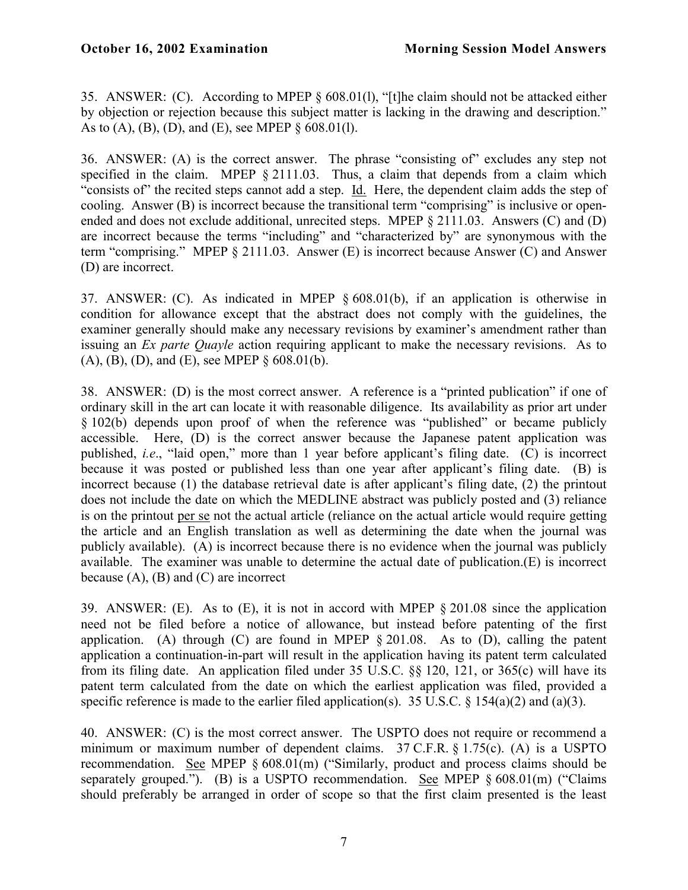35. ANSWER: (C). According to MPEP § 608.01(l), "[t]he claim should not be attacked either by objection or rejection because this subject matter is lacking in the drawing and description." As to (A), (B), (D), and (E), see MPEP § 608.01(l).

36. ANSWER: (A) is the correct answer. The phrase "consisting of" excludes any step not specified in the claim. MPEP § 2111.03. Thus, a claim that depends from a claim which "consists of" the recited steps cannot add a step. Id. Here, the dependent claim adds the step of cooling. Answer (B) is incorrect because the transitional term "comprising" is inclusive or open-ended and does not exclude additional, unrecited steps. MPEP § 2111.03. Answers (C) and (D) are incorrect because the terms "including" and "characterized by" are synonymous with the term "comprising." MPEP § 2111.03. Answer (E) is incorrect because Answer (C) and Answer (D) are incorrect.

37. ANSWER: (C). As indicated in MPEP § 608.01(b), if an application is otherwise in condition for allowance except that the abstract does not comply with the guidelines, the examiner generally should make any necessary revisions by examiner's amendment rather than issuing an *Ex parte Quayle* action requiring applicant to make the necessary revisions. As to (A), (B), (D), and (E), see MPEP § 608.01(b).

38. ANSWER: (D) is the most correct answer. A reference is a "printed publication" if one of ordinary skill in the art can locate it with reasonable diligence. Its availability as prior art under § 102(b) depends upon proof of when the reference was "published" or became publicly accessible. Here, (D) is the correct answer because the Japanese patent application was published, *i.e*., "laid open," more than 1 year before applicant's filing date. (C) is incorrect because it was posted or published less than one year after applicant's filing date. (B) is incorrect because (1) the database retrieval date is after applicant's filing date, (2) the printout does not include the date on which the MEDLINE abstract was publicly posted and (3) reliance is on the printout per se not the actual article (reliance on the actual article would require getting the article and an English translation as well as determining the date when the journal was publicly available). (A) is incorrect because there is no evidence when the journal was publicly available. The examiner was unable to determine the actual date of publication.(E) is incorrect because (A), (B) and (C) are incorrect

39. ANSWER: (E). As to (E), it is not in accord with MPEP § 201.08 since the application need not be filed before a notice of allowance, but instead before patenting of the first application. (A) through (C) are found in MPEP § 201.08. As to (D), calling the patent application a continuation-in-part will result in the application having its patent term calculated from its filing date. An application filed under 35 U.S.C. §§ 120, 121, or 365(c) will have its patent term calculated from the date on which the earliest application was filed, provided a specific reference is made to the earlier filed application(s). 35 U.S.C. § 154(a)(2) and (a)(3).

40. ANSWER: (C) is the most correct answer. The USPTO does not require or recommend a minimum or maximum number of dependent claims. 37 C.F.R. § 1.75(c). (A) is a USPTO recommendation. See MPEP § 608.01(m) ("Similarly, product and process claims should be separately grouped."). (B) is a USPTO recommendation. See MPEP § 608.01(m) ("Claims should preferably be arranged in order of scope so that the first claim presented is the least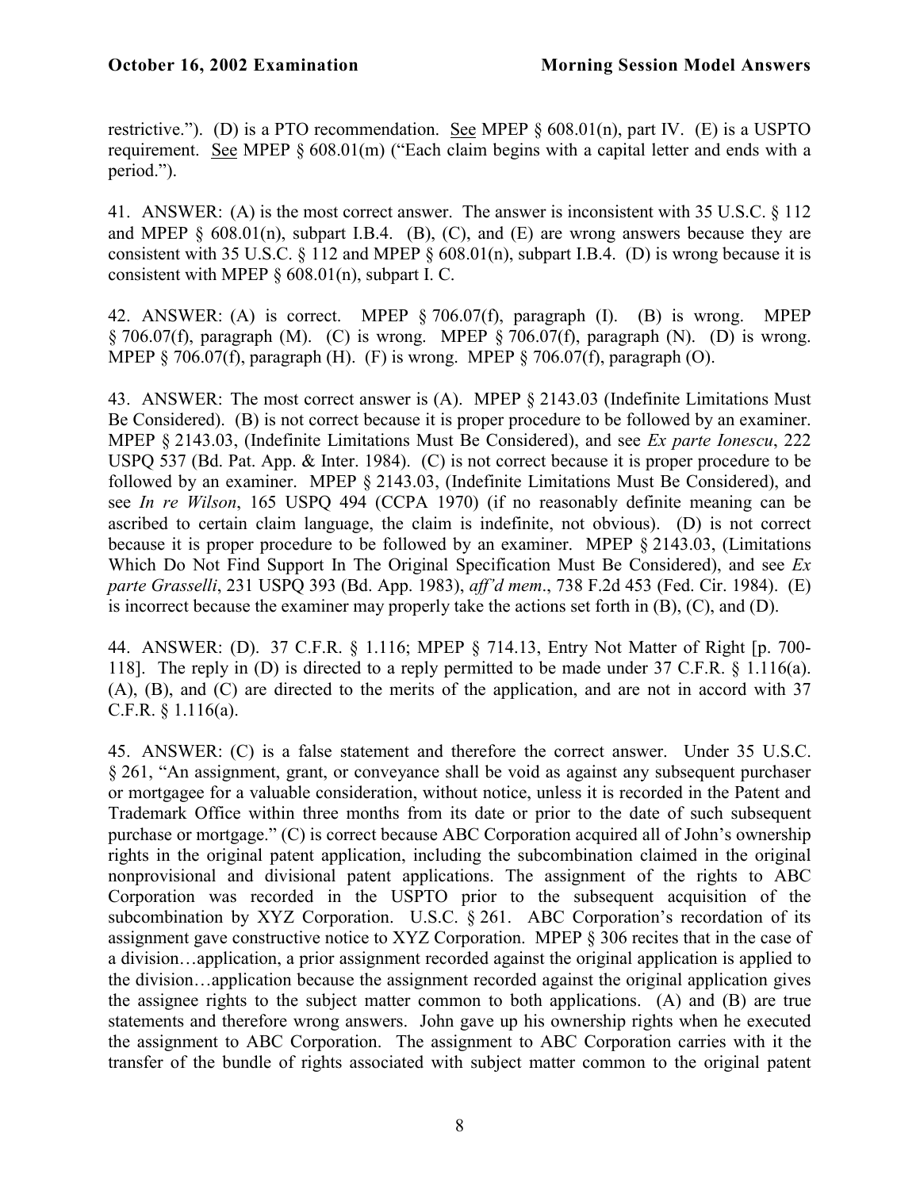restrictive."). (D) is a PTO recommendation. See MPEP § 608.01(n), part IV. (E) is a USPTO requirement. See MPEP § 608.01(m) ("Each claim begins with a capital letter and ends with a period.").

41. ANSWER: (A) is the most correct answer. The answer is inconsistent with 35 U.S.C. § 112 and MPEP § 608.01(n), subpart I.B.4. (B), (C), and (E) are wrong answers because they are consistent with 35 U.S.C. § 112 and MPEP § 608.01(n), subpart I.B.4. (D) is wrong because it is consistent with MPEP § 608.01(n), subpart I. C.

42. ANSWER: (A) is correct. MPEP § 706.07(f), paragraph (I). (B) is wrong. MPEP § 706.07(f), paragraph (M). (C) is wrong. MPEP § 706.07(f), paragraph (N). (D) is wrong. MPEP § 706.07(f), paragraph (H). (F) is wrong. MPEP § 706.07(f), paragraph (O).

43. ANSWER: The most correct answer is (A). MPEP § 2143.03 (Indefinite Limitations Must Be Considered). (B) is not correct because it is proper procedure to be followed by an examiner. MPEP § 2143.03, (Indefinite Limitations Must Be Considered), and see *Ex parte Ionescu*, 222 USPQ 537 (Bd. Pat. App. & Inter. 1984). (C) is not correct because it is proper procedure to be followed by an examiner. MPEP § 2143.03, (Indefinite Limitations Must Be Considered), and see *In re Wilson*, 165 USPQ 494 (CCPA 1970) (if no reasonably definite meaning can be ascribed to certain claim language, the claim is indefinite, not obvious). (D) is not correct because it is proper procedure to be followed by an examiner. MPEP § 2143.03, (Limitations Which Do Not Find Support In The Original Specification Must Be Considered), and see *Ex parte Grasselli*, 231 USPQ 393 (Bd. App. 1983), *aff'd mem*., 738 F.2d 453 (Fed. Cir. 1984). (E) is incorrect because the examiner may properly take the actions set forth in (B), (C), and (D).

44. ANSWER: (D). 37 C.F.R. § 1.116; MPEP § 714.13, Entry Not Matter of Right [p. 700-118]. The reply in (D) is directed to a reply permitted to be made under 37 C.F.R. § 1.116(a). (A), (B), and (C) are directed to the merits of the application, and are not in accord with 37 C.F.R. § 1.116(a).

45. ANSWER: (C) is a false statement and therefore the correct answer. Under 35 U.S.C. § 261, "An assignment, grant, or conveyance shall be void as against any subsequent purchaser or mortgagee for a valuable consideration, without notice, unless it is recorded in the Patent and Trademark Office within three months from its date or prior to the date of such subsequent purchase or mortgage." (C) is correct because ABC Corporation acquired all of John's ownership rights in the original patent application, including the subcombination claimed in the original nonprovisional and divisional patent applications. The assignment of the rights to ABC Corporation was recorded in the USPTO prior to the subsequent acquisition of the subcombination by XYZ Corporation. U.S.C. § 261. ABC Corporation's recordation of its assignment gave constructive notice to XYZ Corporation. MPEP § 306 recites that in the case of a division…application, a prior assignment recorded against the original application is applied to the division…application because the assignment recorded against the original application gives the assignee rights to the subject matter common to both applications. (A) and (B) are true statements and therefore wrong answers. John gave up his ownership rights when he executed the assignment to ABC Corporation. The assignment to ABC Corporation carries with it the transfer of the bundle of rights associated with subject matter common to the original patent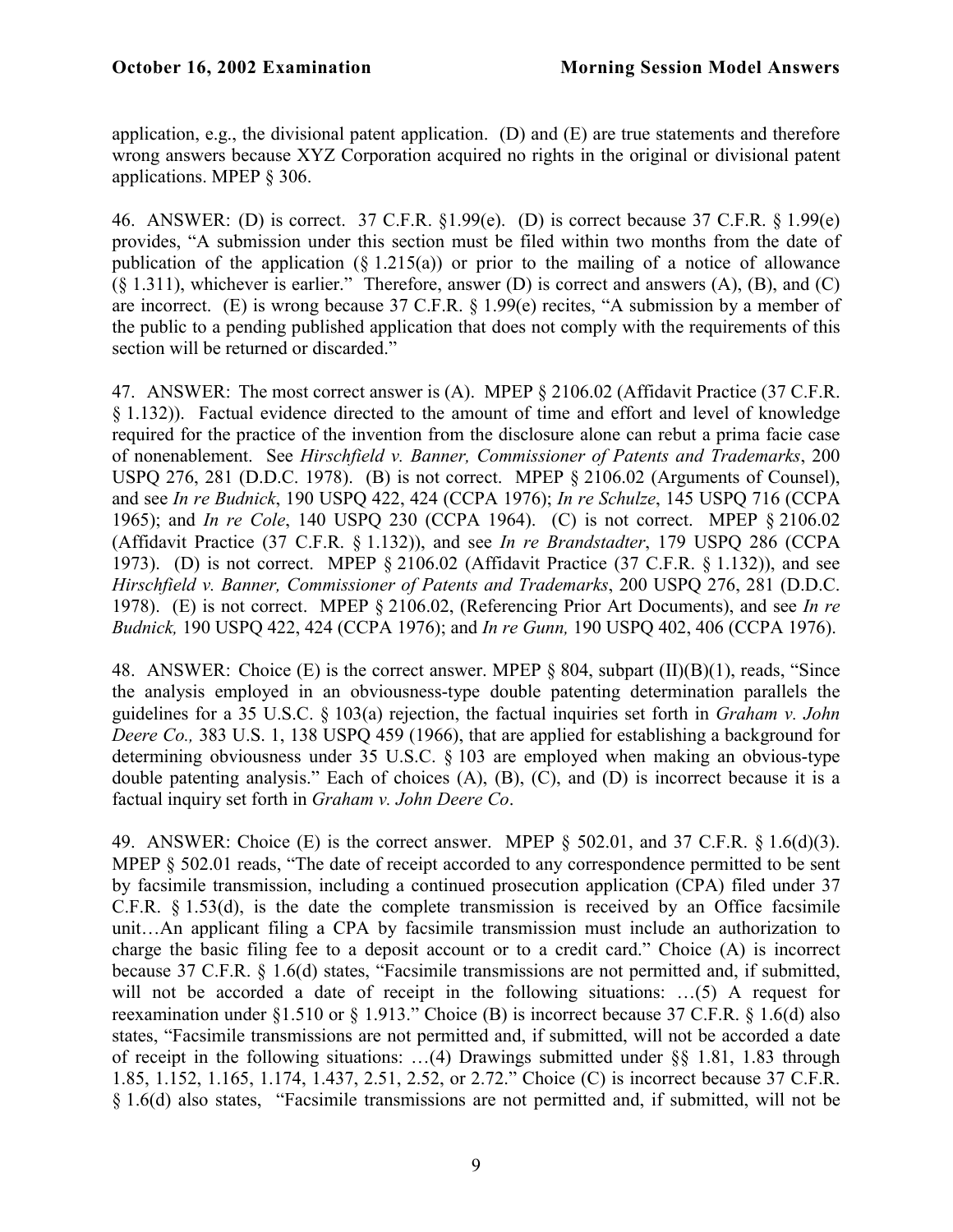application, e.g., the divisional patent application. (D) and (E) are true statements and therefore wrong answers because XYZ Corporation acquired no rights in the original or divisional patent applications. MPEP § 306.

46. ANSWER: (D) is correct. 37 C.F.R. §1.99(e). (D) is correct because 37 C.F.R. § 1.99(e) provides, "A submission under this section must be filed within two months from the date of publication of the application (§ 1.215(a)) or prior to the mailing of a notice of allowance (§ 1.311), whichever is earlier." Therefore, answer (D) is correct and answers (A), (B), and (C) are incorrect. (E) is wrong because 37 C.F.R. § 1.99(e) recites, "A submission by a member of the public to a pending published application that does not comply with the requirements of this section will be returned or discarded."

47. ANSWER: The most correct answer is (A). MPEP § 2106.02 (Affidavit Practice (37 C.F.R. § 1.132)). Factual evidence directed to the amount of time and effort and level of knowledge required for the practice of the invention from the disclosure alone can rebut a prima facie case of nonenablement. See *Hirschfield v. Banner, Commissioner of Patents and Trademarks*, 200 USPQ 276, 281 (D.D.C. 1978). (B) is not correct. MPEP § 2106.02 (Arguments of Counsel), and see *In re Budnick*, 190 USPQ 422, 424 (CCPA 1976); *In re Schulze*, 145 USPQ 716 (CCPA 1965); and *In re Cole*, 140 USPQ 230 (CCPA 1964). (C) is not correct. MPEP § 2106.02 (Affidavit Practice (37 C.F.R. § 1.132)), and see *In re Brandstadter*, 179 USPQ 286 (CCPA 1973). (D) is not correct. MPEP § 2106.02 (Affidavit Practice (37 C.F.R. § 1.132)), and see *Hirschfield v. Banner, Commissioner of Patents and Trademarks*, 200 USPQ 276, 281 (D.D.C. 1978). (E) is not correct. MPEP § 2106.02, (Referencing Prior Art Documents), and see *In re Budnick,* 190 USPQ 422, 424 (CCPA 1976); and *In re Gunn,* 190 USPQ 402, 406 (CCPA 1976).

48. ANSWER: Choice (E) is the correct answer. MPEP § 804, subpart (II)(B)(1), reads, "Since the analysis employed in an obviousness-type double patenting determination parallels the guidelines for a 35 U.S.C. § 103(a) rejection, the factual inquiries set forth in *Graham v. John Deere Co.,* 383 U.S. 1, 138 USPQ 459 (1966), that are applied for establishing a background for determining obviousness under 35 U.S.C. § 103 are employed when making an obvious-type double patenting analysis." Each of choices (A), (B), (C), and (D) is incorrect because it is a factual inquiry set forth in *Graham v. John Deere Co*.

49. ANSWER: Choice (E) is the correct answer. MPEP § 502.01, and 37 C.F.R. § 1.6(d)(3). MPEP § 502.01 reads, "The date of receipt accorded to any correspondence permitted to be sent by facsimile transmission, including a continued prosecution application (CPA) filed under 37 C.F.R. § 1.53(d), is the date the complete transmission is received by an Office facsimile unit…An applicant filing a CPA by facsimile transmission must include an authorization to charge the basic filing fee to a deposit account or to a credit card." Choice (A) is incorrect because 37 C.F.R. § 1.6(d) states, "Facsimile transmissions are not permitted and, if submitted, will not be accorded a date of receipt in the following situations: …(5) A request for reexamination under §1.510 or § 1.913." Choice (B) is incorrect because 37 C.F.R. § 1.6(d) also states, "Facsimile transmissions are not permitted and, if submitted, will not be accorded a date of receipt in the following situations: …(4) Drawings submitted under §§ 1.81, 1.83 through 1.85, 1.152, 1.165, 1.174, 1.437, 2.51, 2.52, or 2.72." Choice (C) is incorrect because 37 C.F.R. § 1.6(d) also states, "Facsimile transmissions are not permitted and, if submitted, will not be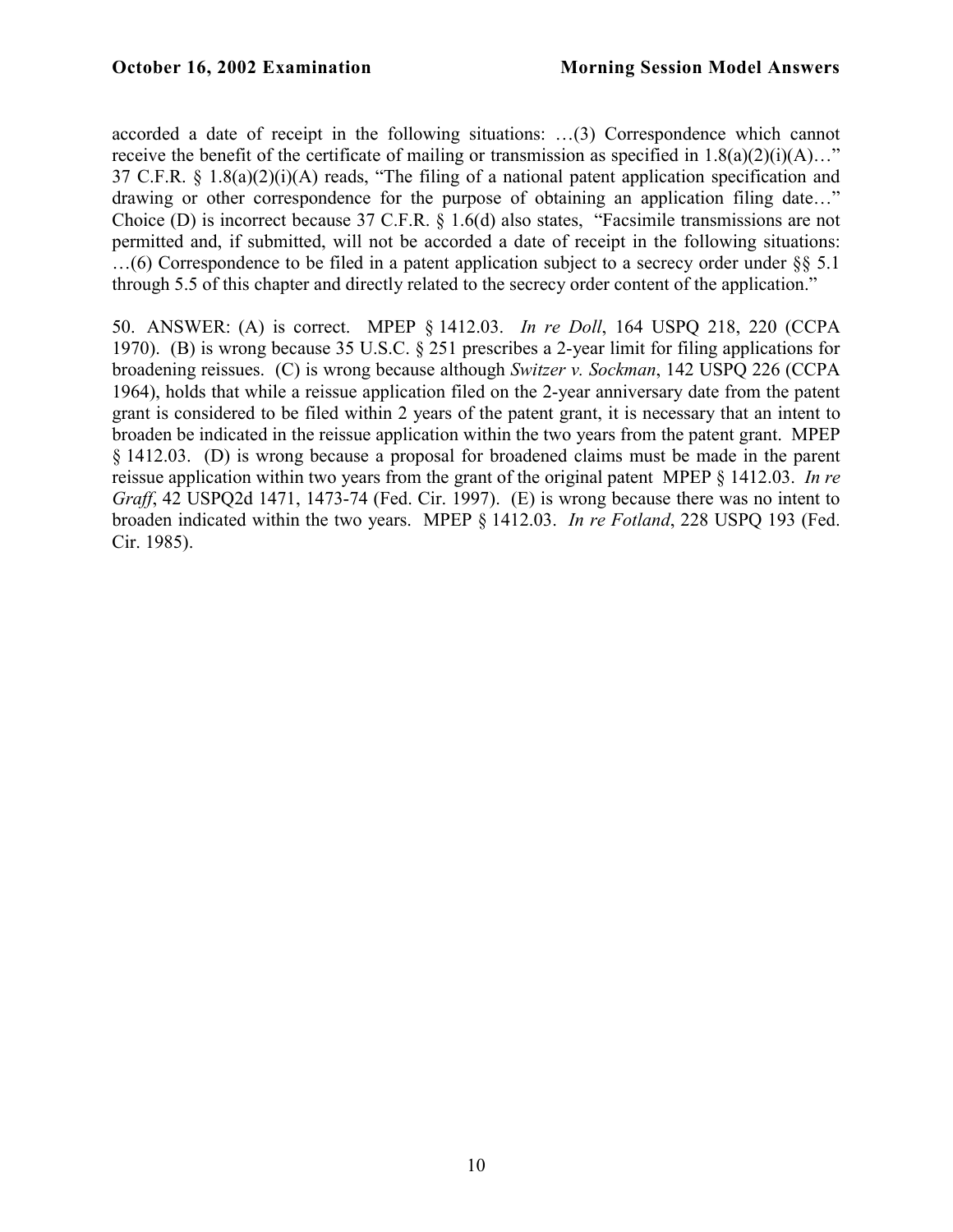accorded a date of receipt in the following situations: …(3) Correspondence which cannot receive the benefit of the certificate of mailing or transmission as specified in 1.8(a)(2)(i)(A)…" 37 C.F.R. § 1.8(a)(2)(i)(A) reads, "The filing of a national patent application specification and drawing or other correspondence for the purpose of obtaining an application filing date…" Choice (D) is incorrect because 37 C.F.R. § 1.6(d) also states, "Facsimile transmissions are not permitted and, if submitted, will not be accorded a date of receipt in the following situations: …(6) Correspondence to be filed in a patent application subject to a secrecy order under §§ 5.1 through 5.5 of this chapter and directly related to the secrecy order content of the application."

50. ANSWER: (A) is correct. MPEP § 1412.03. *In re Doll*, 164 USPQ 218, 220 (CCPA 1970). (B) is wrong because 35 U.S.C. § 251 prescribes a 2-year limit for filing applications for broadening reissues. (C) is wrong because although *Switzer v. Sockman*, 142 USPQ 226 (CCPA 1964), holds that while a reissue application filed on the 2-year anniversary date from the patent grant is considered to be filed within 2 years of the patent grant, it is necessary that an intent to broaden be indicated in the reissue application within the two years from the patent grant. MPEP § 1412.03. (D) is wrong because a proposal for broadened claims must be made in the parent reissue application within two years from the grant of the original patent MPEP § 1412.03. *In re Graff*, 42 USPQ2d 1471, 1473-74 (Fed. Cir. 1997). (E) is wrong because there was no intent to broaden indicated within the two years. MPEP § 1412.03. *In re Fotland*, 228 USPQ 193 (Fed. Cir. 1985).